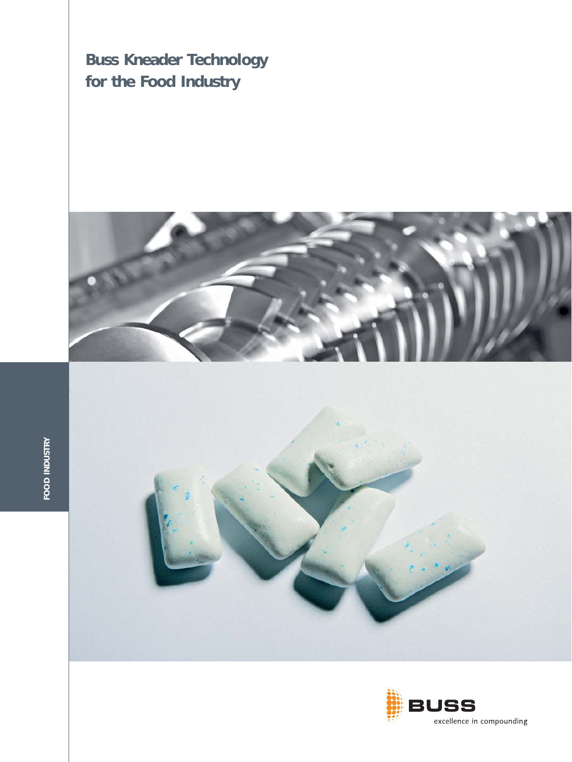# Buss Kneader Technology for the Food Industry

FOOD INDUSTRY

BUSS

excellence in compounding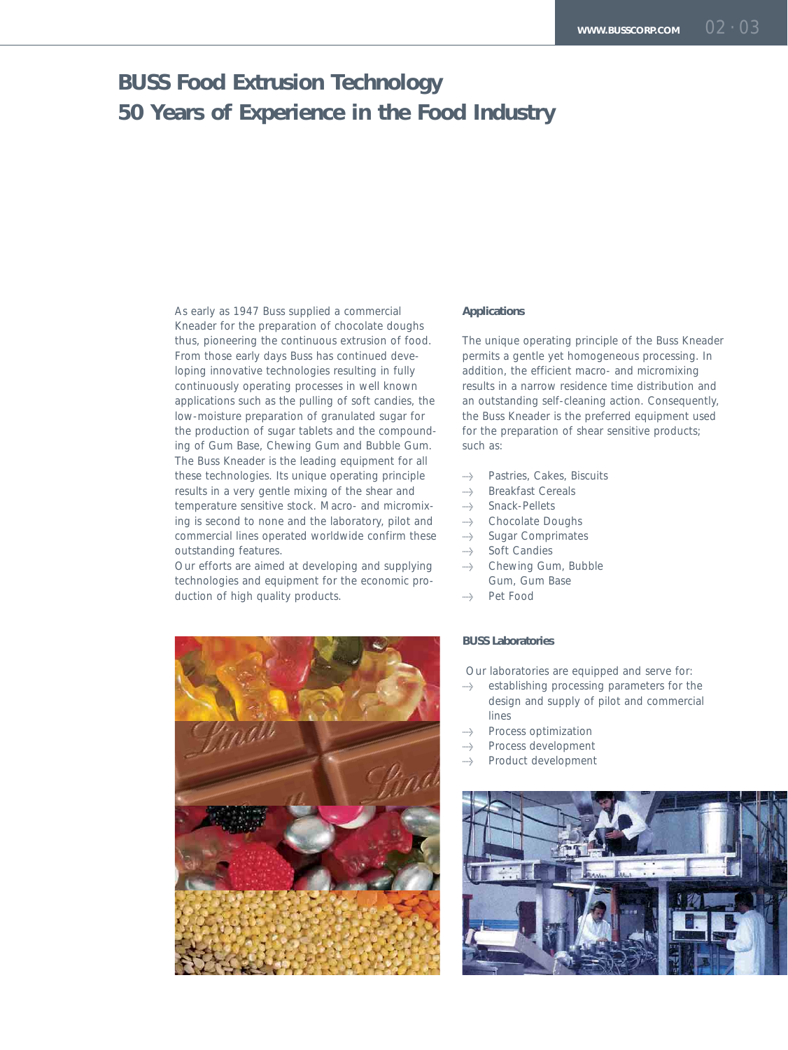# BUSS Food Extrusion Technology
# 50 Years of Experience in the Food Industry

As early as 1947 Buss supplied a commercial Kneader for the preparation of chocolate doughs thus, pioneering the continuous extrusion of food. From those early days Buss has continued developing innovative technologies resulting in fully continuously operating processes in well known applications such as the pulling of soft candies, the low-moisture preparation of granulated sugar for the production of sugar tablets and the compounding of Gum Base, Chewing Gum and Bubble Gum. The Buss Kneader is the leading equipment for all these technologies. Its unique operating principle results in a very gentle mixing of the shear and temperature sensitive stock. Macro- and micromixing is second to none and the laboratory, pilot and commercial lines operated worldwide confirm these outstanding features.
Our efforts are aimed at developing and supplying technologies and equipment for the economic production of high quality products.

### Applications

The unique operating principle of the Buss Kneader permits a gentle yet homogeneous processing. In addition, the efficient macro- and micromixing results in a narrow residence time distribution and an outstanding self-cleaning action. Consequently, the Buss Kneader is the preferred equipment used for the preparation of shear sensitive products; such as:

- Pastries, Cakes, Biscuits
- Breakfast Cereals
- Snack-Pellets
- Chocolate Doughs
- Sugar Comprimates
- Soft Candies
- Chewing Gum, Bubble Gum, Gum Base
- Pet Food

### BUSS Laboratories

Our laboratories are equipped and serve for:

- establishing processing parameters for the design and supply of pilot and commercial lines
- Process optimization
- Process development
- Product development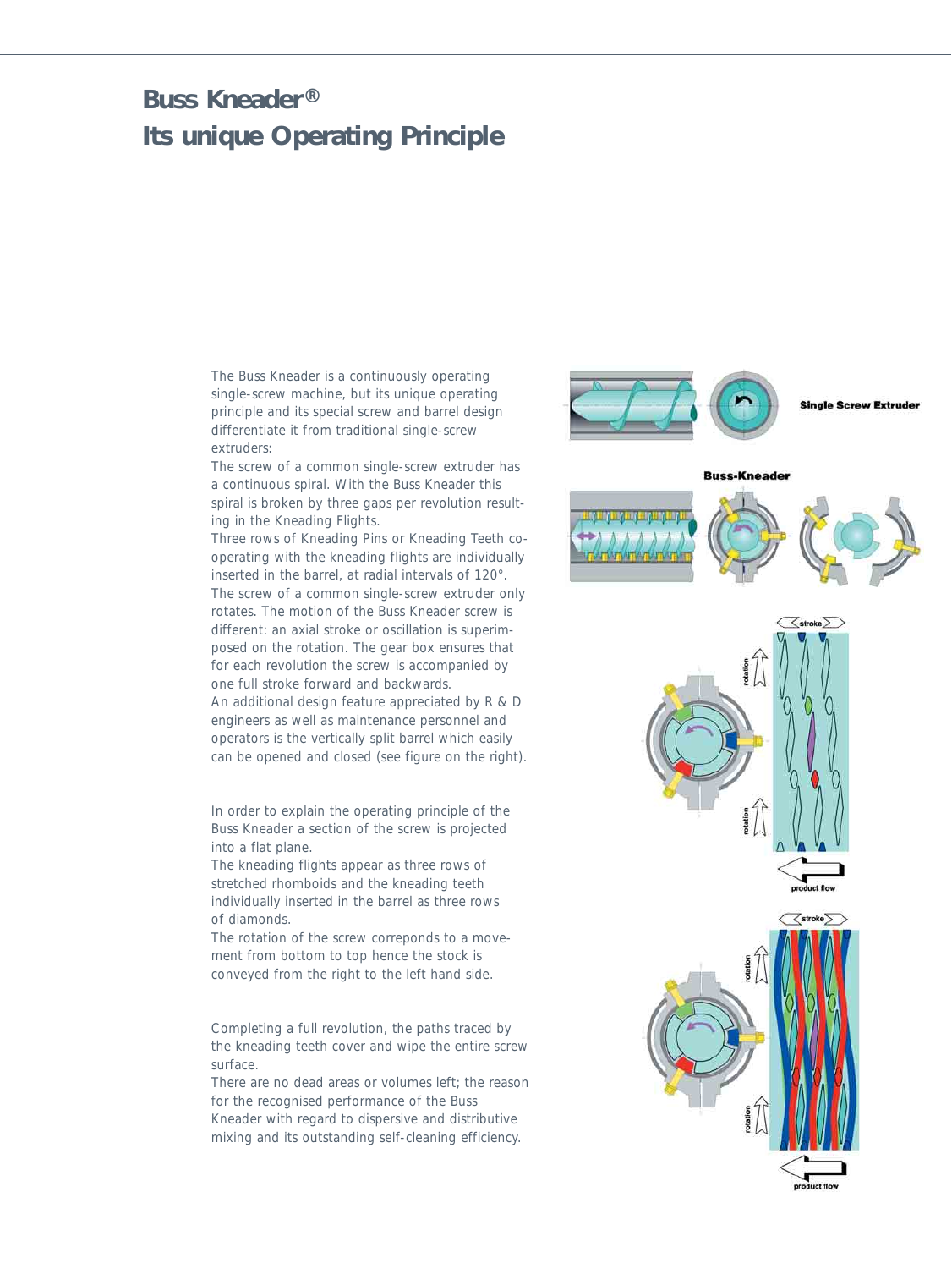# Buss Kneader®
# Its unique Operating Principle

The Buss Kneader is a continuously operating single-screw machine, but its unique operating principle and its special screw and barrel design differentiate it from traditional single-screw extruders:

The screw of a common single-screw extruder has a continuous spiral. With the Buss Kneader this spiral is broken by three gaps per revolution resulting in the Kneading Flights.

Three rows of Kneading Pins or Kneading Teeth co-operating with the kneading flights are individually inserted in the barrel, at radial intervals of 120°.

The screw of a common single-screw extruder only rotates. The motion of the Buss Kneader screw is different: an axial stroke or oscillation is superimposed on the rotation. The gear box ensures that for each revolution the screw is accompanied by one full stroke forward and backwards.

An additional design feature appreciated by R & D engineers as well as maintenance personnel and operators is the vertically split barrel which easily can be opened and closed (see figure on the right).

In order to explain the operating principle of the Buss Kneader a section of the screw is projected into a flat plane.

The kneading flights appear as three rows of stretched rhomboids and the kneading teeth individually inserted in the barrel as three rows of diamonds.

The rotation of the screw correponds to a movement from bottom to top hence the stock is conveyed from the right to the left hand side.

Completing a full revolution, the paths traced by the kneading teeth cover and wipe the entire screw surface.

There are no dead areas or volumes left; the reason for the recognised performance of the Buss Kneader with regard to dispersive and distributive mixing and its outstanding self-cleaning efficiency.

Single Screw Extruder

Buss-Kneader

stroke

rotation

rotation

product flow

stroke

rotation

rotation

product flow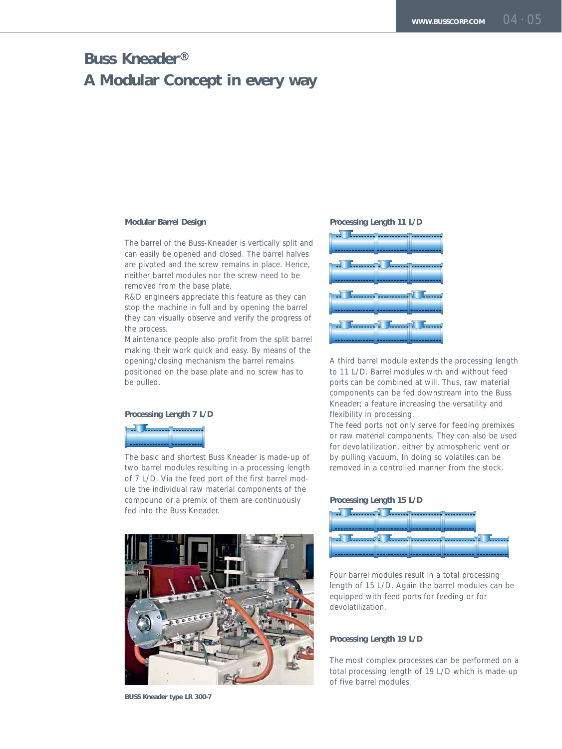# Buss Kneader®
# A Modular Concept in every way

### Modular Barrel Design

The barrel of the Buss-Kneader is vertically split and can easily be opened and closed. The barrel halves are pivoted and the screw remains in place. Hence, neither barrel modules nor the screw need to be removed from the base plate.
R&D engineers appreciate this feature as they can stop the machine in full and by opening the barrel they can visually observe and verify the progress of the process.
Maintenance people also profit from the split barrel making their work quick and easy. By means of the opening/closing mechanism the barrel remains positioned on the base plate and no screw has to be pulled.

### Processing Length 7 L/D

The basic and shortest Buss Kneader is made-up of two barrel modules resulting in a processing length of 7 L/D. Via the feed port of the first barrel module the individual raw material components of the compound or a premix of them are continuously fed into the Buss Kneader.

BUSS Kneader type LR 300-7

### Processing Length 11 L/D

A third barrel module extends the processing length to 11 L/D. Barrel modules with and without feed ports can be combined at will. Thus, raw material components can be fed downstream into the Buss Kneader; a feature increasing the versatility and flexibility in processing.
The feed ports not only serve for feeding premixes or raw material components. They can also be used for devolatilization, either by atmospheric vent or by pulling vacuum. In doing so volatiles can be removed in a controlled manner from the stock.

### Processing Length 15 L/D

Four barrel modules result in a total processing length of 15 L/D. Again the barrel modules can be equipped with feed ports for feeding or for devolatilization.

### Processing Length 19 L/D

The most complex processes can be performed on a total processing length of 19 L/D which is made-up of five barrel modules.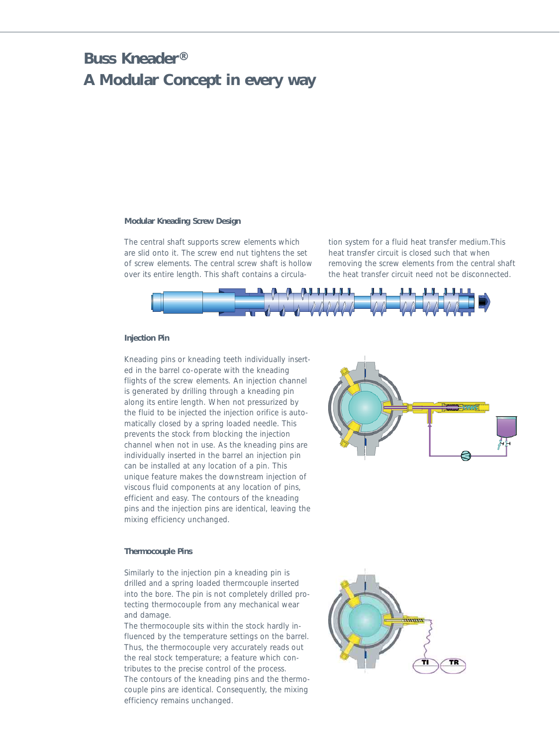# Buss Kneader®
# A Modular Concept in every way

### Modular Kneading Screw Design

The central shaft supports screw elements which are slid onto it. The screw end nut tightens the set of screw elements. The central screw shaft is hollow over its entire length. This shaft contains a circulation system for a fluid heat transfer medium.This heat transfer circuit is closed such that when removing the screw elements from the central shaft the heat transfer circuit need not be disconnected.

### Injection Pin

Kneading pins or kneading teeth individually inserted in the barrel co-operate with the kneading flights of the screw elements. An injection channel is generated by drilling through a kneading pin along its entire length. When not pressurized by the fluid to be injected the injection orifice is automatically closed by a spring loaded needle. This prevents the stock from blocking the injection channel when not in use. As the kneading pins are individually inserted in the barrel an injection pin can be installed at any location of a pin. This unique feature makes the downstream injection of viscous fluid components at any location of pins, efficient and easy. The contours of the kneading pins and the injection pins are identical, leaving the mixing efficiency unchanged.

### Thermocouple Pins

Similarly to the injection pin a kneading pin is drilled and a spring loaded thermcouple inserted into the bore. The pin is not completely drilled protecting thermocouple from any mechanical wear and damage.

The thermocouple sits within the stock hardly influenced by the temperature settings on the barrel. Thus, the thermocouple very accurately reads out the real stock temperature; a feature which contributes to the precise control of the process.

The contours of the kneading pins and the thermocouple pins are identical. Consequently, the mixing efficiency remains unchanged.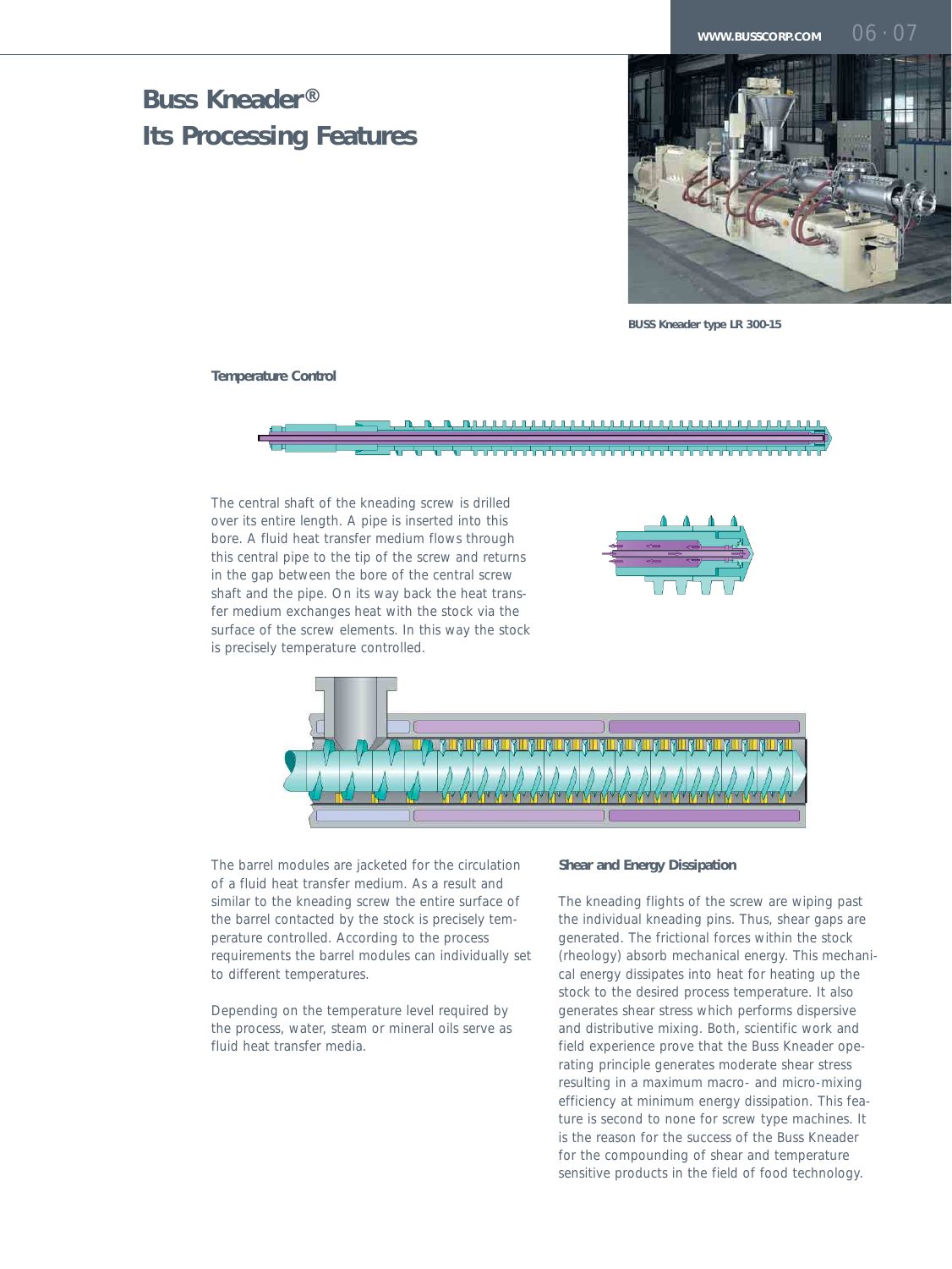# Buss Kneader®
# Its Processing Features

BUSS Kneader type LR 300-15

### Temperature Control

The central shaft of the kneading screw is drilled over its entire length. A pipe is inserted into this bore. A fluid heat transfer medium flows through this central pipe to the tip of the screw and returns in the gap between the bore of the central screw shaft and the pipe. On its way back the heat transfer medium exchanges heat with the stock via the surface of the screw elements. In this way the stock is precisely temperature controlled.

The barrel modules are jacketed for the circulation of a fluid heat transfer medium. As a result and similar to the kneading screw the entire surface of the barrel contacted by the stock is precisely temperature controlled. According to the process requirements the barrel modules can individually set to different temperatures.

Depending on the temperature level required by the process, water, steam or mineral oils serve as fluid heat transfer media.

### Shear and Energy Dissipation

The kneading flights of the screw are wiping past the individual kneading pins. Thus, shear gaps are generated. The frictional forces within the stock (rheology) absorb mechanical energy. This mechanical energy dissipates into heat for heating up the stock to the desired process temperature. It also generates shear stress which performs dispersive and distributive mixing. Both, scientific work and field experience prove that the Buss Kneader operating principle generates moderate shear stress resulting in a maximum macro- and micro-mixing efficiency at minimum energy dissipation. This feature is second to none for screw type machines. It is the reason for the success of the Buss Kneader for the compounding of shear and temperature sensitive products in the field of food technology.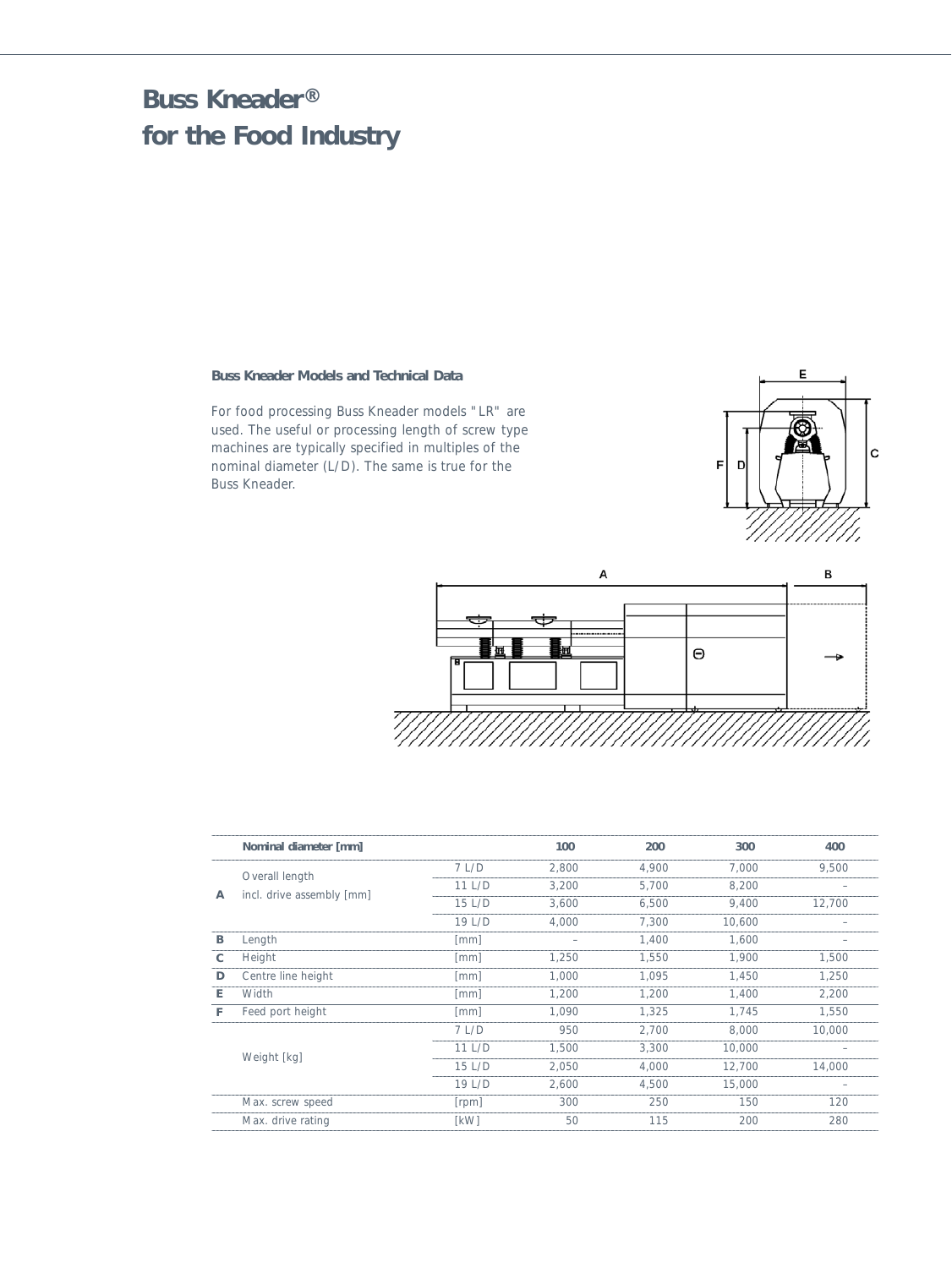# Buss Kneader®
# for the Food Industry

**Buss Kneader Models and Technical Data**

For food processing Buss Kneader models "LR" are used. The useful or processing length of screw type machines are typically specified in multiples of the nominal diameter (L/D). The same is true for the Buss Kneader.

E

F D C

A B

| | Nominal diameter [mm] | | 100 | 200 | 300 | 400 |
|---|---|---|---|---|---|---|
| A | Overall length incl. drive assembly [mm] | 7 L/D | 2,800 | 4,900 | 7,000 | 9,500 |
| | | 11 L/D | 3,200 | 5,700 | 8,200 | – |
| | | 15 L/D | 3,600 | 6,500 | 9,400 | 12,700 |
| | | 19 L/D | 4,000 | 7,300 | 10,600 | – |
| B | Length | [mm] | – | 1,400 | 1,600 | – |
| C | Height | [mm] | 1,250 | 1,550 | 1,900 | 1,500 |
| D | Centre line height | [mm] | 1,000 | 1,095 | 1,450 | 1,250 |
| E | Width | [mm] | 1,200 | 1,200 | 1,400 | 2,200 |
| F | Feed port height | [mm] | 1,090 | 1,325 | 1,745 | 1,550 |
| | Weight [kg] | 7 L/D | 950 | 2,700 | 8,000 | 10,000 |
| | | 11 L/D | 1,500 | 3,300 | 10,000 | – |
| | | 15 L/D | 2,050 | 4,000 | 12,700 | 14,000 |
| | | 19 L/D | 2,600 | 4,500 | 15,000 | – |
| | Max. screw speed | [rpm] | 300 | 250 | 150 | 120 |
| | Max. drive rating | [kW] | 50 | 115 | 200 | 280 |